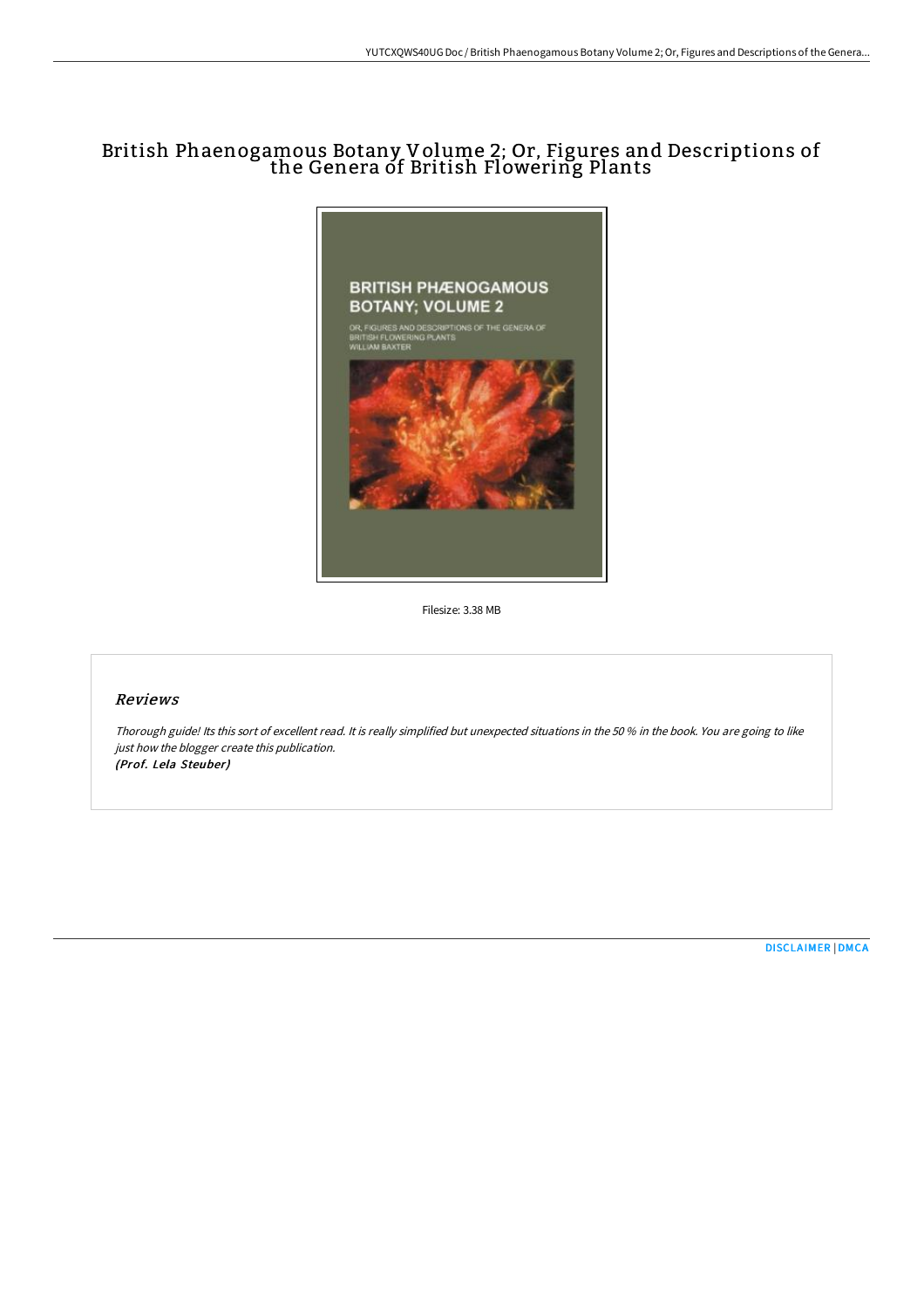# British Phaenogamous Botany Volume 2; Or, Figures and Descriptions of the Genera of British Flowering Plants

Filesize: 3.38 MB

## *Reviews*

*Thorough guide! Its this sort of excellent read. It is really simplified but unexpected situations in the 50 % in the book. You are going to like just how the blogger create this publication.*
***(Prof. Lela Steuber)***

[DISCLAIMER](#) | [DMCA](#)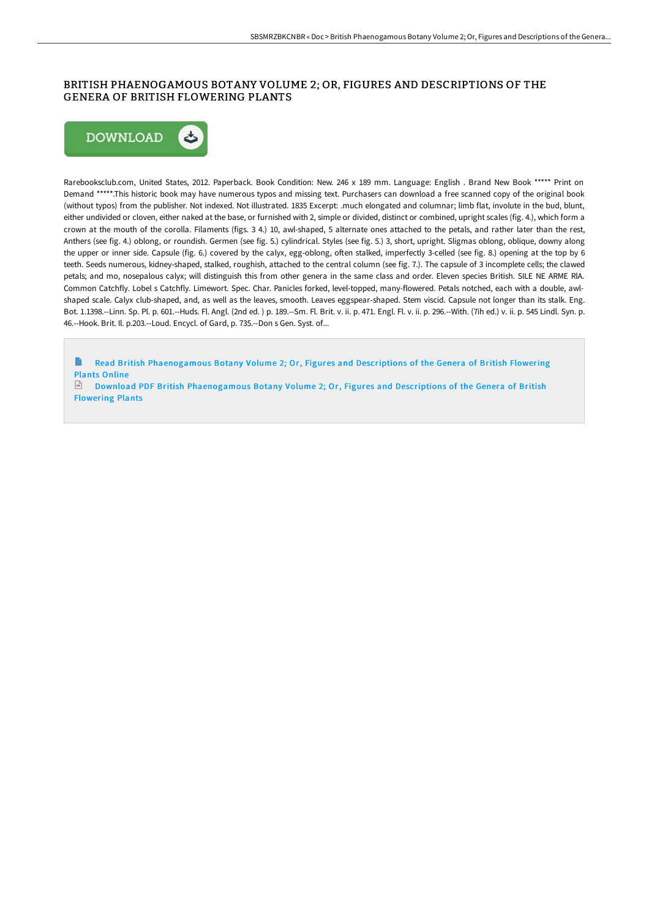# BRITISH PHAENOGAMOUS BOTANY VOLUME 2; OR, FIGURES AND DESCRIPTIONS OF THE GENERA OF BRITISH FLOWERING PLANTS

DOWNLOAD

Rarebooksclub.com, United States, 2012. Paperback. Book Condition: New. 246 x 189 mm. Language: English . Brand New Book ***** Print on Demand *****.This historic book may have numerous typos and missing text. Purchasers can download a free scanned copy of the original book (without typos) from the publisher. Not indexed. Not illustrated. 1835 Excerpt: .much elongated and columnar; limb flat, involute in the bud, blunt, either undivided or cloven, either naked at the base, or furnished with 2, simple or divided, distinct or combined, upright scales (fig. 4.), which form a crown at the mouth of the corolla. Filaments (figs. 3 4.) 10, awl-shaped, 5 alternate ones attached to the petals, and rather later than the rest, Anthers (see fig. 4.) oblong, or roundish. Germen (see fig. 5.) cylindrical. Styles (see fig. 5.) 3, short, upright. Sligmas oblong, oblique, downy along the upper or inner side. Capsule (fig. 6.) covered by the calyx, egg-oblong, often stalked, imperfectly 3-celled (see fig. 8.) opening at the top by 6 teeth. Seeds numerous, kidney-shaped, stalked, roughish, attached to the central column (see fig. 7.). The capsule of 3 incomplete cells; the clawed petals; and mo, nosepalous calyx; will distinguish this from other genera in the same class and order. Eleven species British. SILE NE ARME RlA. Common Catchfly. Lobel s Catchfly. Limewort. Spec. Char. Panicles forked, level-topped, many-flowered. Petals notched, each with a double, awl-shaped scale. Calyx club-shaped, and, as well as the leaves, smooth. Leaves eggspear-shaped. Stem viscid. Capsule not longer than its stalk. Eng. Bot. 1.1398.--Linn. Sp. Pl. p. 601.--Huds. Fl. Angl. (2nd ed. ) p. 189.--Sm. Fl. Brit. v. ii. p. 471. Engl. Fl. v. ii. p. 296.--With. (7ih ed.) v. ii. p. 545 Lindl. Syn. p. 46.--Hook. Brit. Il. p.203.--Loud. Encycl. of Gard, p. 735.--Don s Gen. Syst. of...

Read British Phaenogamous Botany Volume 2; Or, Figures and Descriptions of the Genera of British Flowering Plants Online

Download PDF British Phaenogamous Botany Volume 2; Or, Figures and Descriptions of the Genera of British Flowering Plants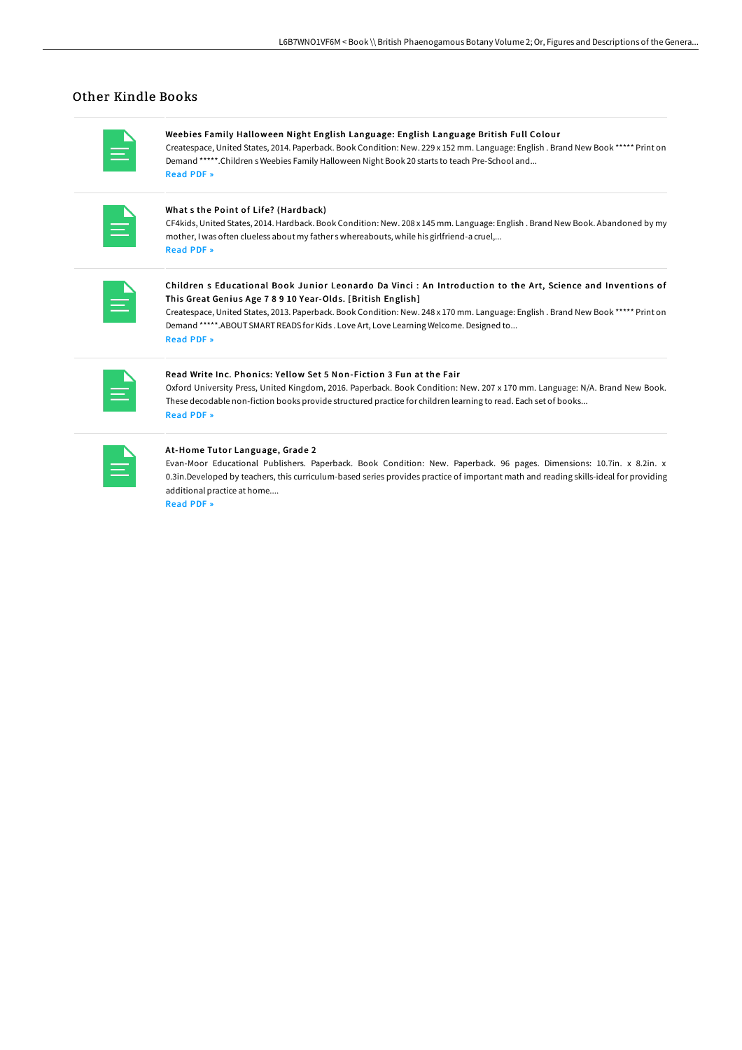## Other Kindle Books

### Weebies Family Halloween Night English Language: English Language British Full Colour

Createspace, United States, 2014. Paperback. Book Condition: New. 229 x 152 mm. Language: English . Brand New Book ***** Print on Demand *****.Children s Weebies Family Halloween Night Book 20 starts to teach Pre-School and...

Read PDF »

### What s the Point of Life? (Hardback)

CF4kids, United States, 2014. Hardback. Book Condition: New. 208 x 145 mm. Language: English . Brand New Book. Abandoned by my mother, I was often clueless about my father s whereabouts, while his girlfriend-a cruel,...

Read PDF »

### Children s Educational Book Junior Leonardo Da Vinci : An Introduction to the Art, Science and Inventions of This Great Genius Age 7 8 9 10 Year-Olds. [British English]

Createspace, United States, 2013. Paperback. Book Condition: New. 248 x 170 mm. Language: English . Brand New Book ***** Print on Demand *****.ABOUT SMART READS for Kids . Love Art, Love Learning Welcome. Designed to...

Read PDF »

### Read Write Inc. Phonics: Yellow Set 5 Non-Fiction 3 Fun at the Fair

Oxford University Press, United Kingdom, 2016. Paperback. Book Condition: New. 207 x 170 mm. Language: N/A. Brand New Book. These decodable non-fiction books provide structured practice for children learning to read. Each set of books...

Read PDF »

### At-Home Tutor Language, Grade 2

Evan-Moor Educational Publishers. Paperback. Book Condition: New. Paperback. 96 pages. Dimensions: 10.7in. x 8.2in. x 0.3in.Developed by teachers, this curriculum-based series provides practice of important math and reading skills-ideal for providing additional practice at home....

Read PDF »